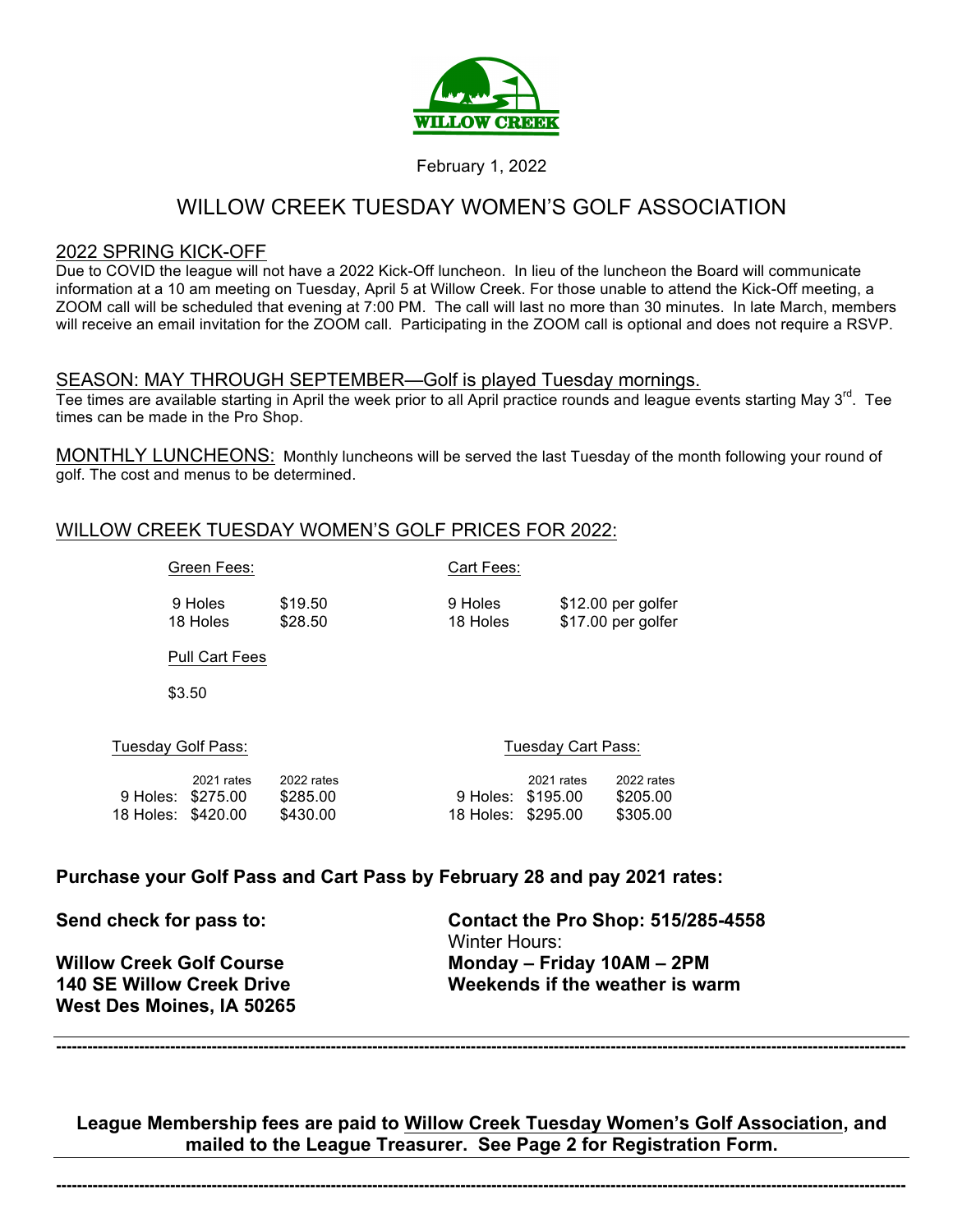WILLOW CREEK

February 1, 2022

# WILLOW CREEK TUESDAY WOMEN'S GOLF ASSOCIATION

## 2022 SPRING KICK-OFF

Due to COVID the league will not have a 2022 Kick-Off luncheon. In lieu of the luncheon the Board will communicate information at a 10 am meeting on Tuesday, April 5 at Willow Creek. For those unable to attend the Kick-Off meeting, a ZOOM call will be scheduled that evening at 7:00 PM. The call will last no more than 30 minutes. In late March, members will receive an email invitation for the ZOOM call. Participating in the ZOOM call is optional and does not require a RSVP.

## SEASON: MAY THROUGH SEPTEMBER—Golf is played Tuesday mornings.

Tee times are available starting in April the week prior to all April practice rounds and league events starting May 3rd. Tee times can be made in the Pro Shop.

**MONTHLY LUNCHEONS:** Monthly luncheons will be served the last Tuesday of the month following your round of golf. The cost and menus to be determined.

## WILLOW CREEK TUESDAY WOMEN'S GOLF PRICES FOR 2022:

**Green Fees:**

| | |
|---|---|
| 9 Holes | $19.50 |
| 18 Holes | $28.50 |

**Cart Fees:**

| | |
|---|---|
| 9 Holes | $12.00 per golfer |
| 18 Holes | $17.00 per golfer |

**Pull Cart Fees**

$3.50

**Tuesday Golf Pass:**

| | 2021 rates | 2022 rates |
|---|---|---|
| 9 Holes: | $275.00 | $285.00 |
| 18 Holes: | $420.00 | $430.00 |

**Tuesday Cart Pass:**

| | 2021 rates | 2022 rates |
|---|---|---|
| 9 Holes: | $195.00 | $205.00 |
| 18 Holes: | $295.00 | $305.00 |

**Purchase your Golf Pass and Cart Pass by February 28 and pay 2021 rates:**

**Send check for pass to:**

**Willow Creek Golf Course**
**140 SE Willow Creek Drive**
**West Des Moines, IA 50265**

**Contact the Pro Shop: 515/285-4558**
Winter Hours:
**Monday – Friday 10AM – 2PM**
**Weekends if the weather is warm**

---

**League Membership fees are paid to Willow Creek Tuesday Women's Golf Association, and mailed to the League Treasurer. See Page 2 for Registration Form.**

---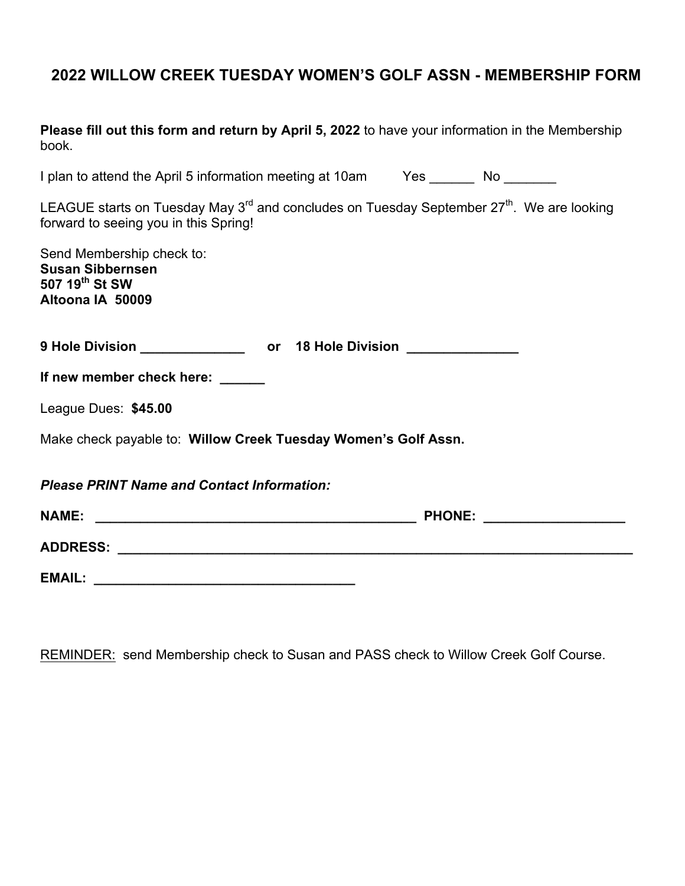## 2022 WILLOW CREEK TUESDAY WOMEN'S GOLF ASSN - MEMBERSHIP FORM

**Please fill out this form and return by April 5, 2022** to have your information in the Membership book.

I plan to attend the April 5 information meeting at 10am Yes ______ No _______

LEAGUE starts on Tuesday May 3rd and concludes on Tuesday September 27th. We are looking forward to seeing you in this Spring!

Send Membership check to:
**Susan Sibbernsen**
**507 19th St SW**
**Altoona IA 50009**

**9 Hole Division ______________ or 18 Hole Division _______________**

**If new member check here: ______**

League Dues: **$45.00**

Make check payable to: **Willow Creek Tuesday Women's Golf Assn.**

***Please PRINT Name and Contact Information:***

**NAME:** _____________________________________________ **PHONE:** ___________________

**ADDRESS:** _________________________________________________________________________

**EMAIL:** ____________________________________

REMINDER: send Membership check to Susan and PASS check to Willow Creek Golf Course.